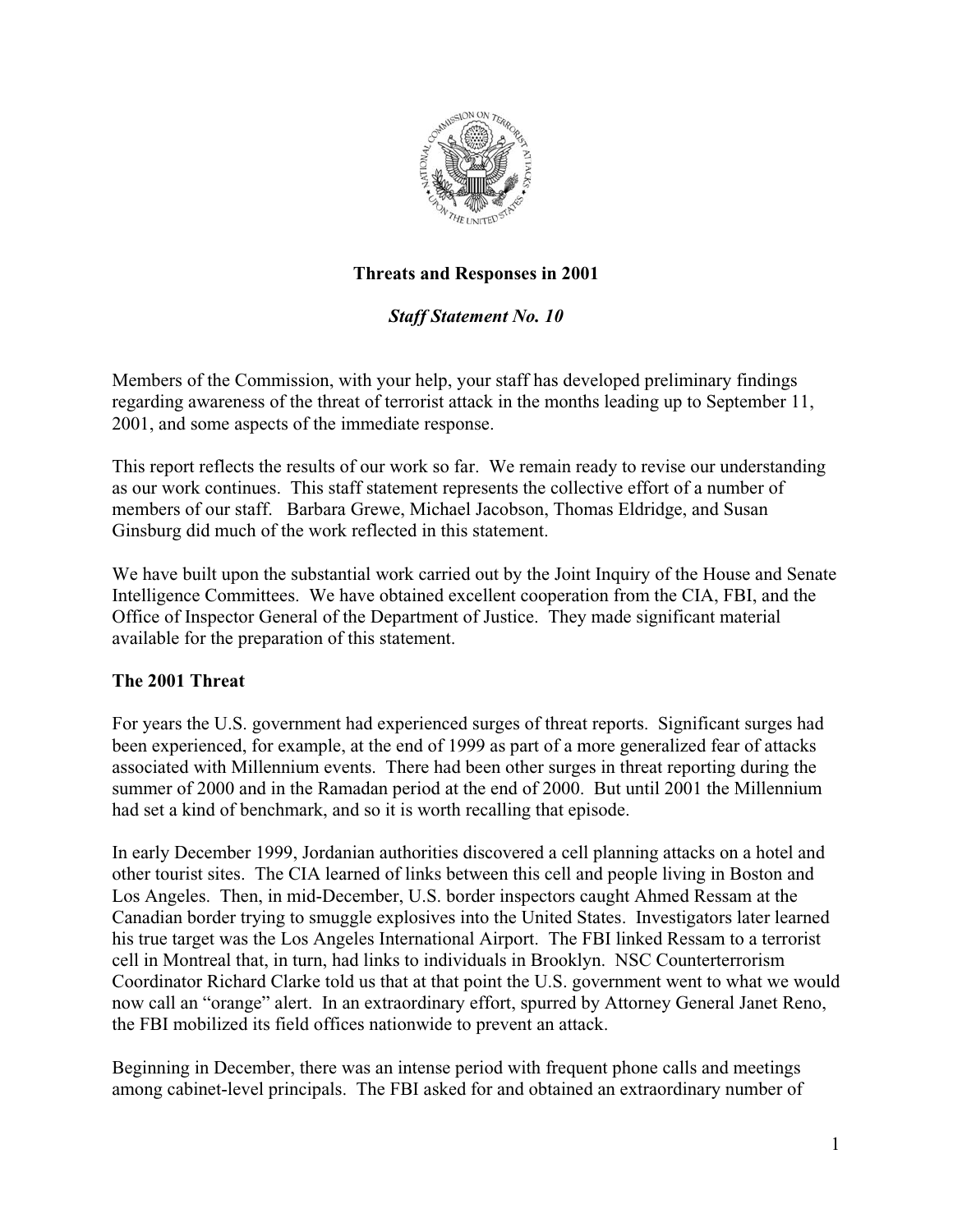# Threats and Responses in 2001

## *Staff Statement No. 10*

Members of the Commission, with your help, your staff has developed preliminary findings regarding awareness of the threat of terrorist attack in the months leading up to September 11, 2001, and some aspects of the immediate response.

This report reflects the results of our work so far. We remain ready to revise our understanding as our work continues. This staff statement represents the collective effort of a number of members of our staff. Barbara Grewe, Michael Jacobson, Thomas Eldridge, and Susan Ginsburg did much of the work reflected in this statement.

We have built upon the substantial work carried out by the Joint Inquiry of the House and Senate Intelligence Committees. We have obtained excellent cooperation from the CIA, FBI, and the Office of Inspector General of the Department of Justice. They made significant material available for the preparation of this statement.

### The 2001 Threat

For years the U.S. government had experienced surges of threat reports. Significant surges had been experienced, for example, at the end of 1999 as part of a more generalized fear of attacks associated with Millennium events. There had been other surges in threat reporting during the summer of 2000 and in the Ramadan period at the end of 2000. But until 2001 the Millennium had set a kind of benchmark, and so it is worth recalling that episode.

In early December 1999, Jordanian authorities discovered a cell planning attacks on a hotel and other tourist sites. The CIA learned of links between this cell and people living in Boston and Los Angeles. Then, in mid-December, U.S. border inspectors caught Ahmed Ressam at the Canadian border trying to smuggle explosives into the United States. Investigators later learned his true target was the Los Angeles International Airport. The FBI linked Ressam to a terrorist cell in Montreal that, in turn, had links to individuals in Brooklyn. NSC Counterterrorism Coordinator Richard Clarke told us that at that point the U.S. government went to what we would now call an "orange" alert. In an extraordinary effort, spurred by Attorney General Janet Reno, the FBI mobilized its field offices nationwide to prevent an attack.

Beginning in December, there was an intense period with frequent phone calls and meetings among cabinet-level principals. The FBI asked for and obtained an extraordinary number of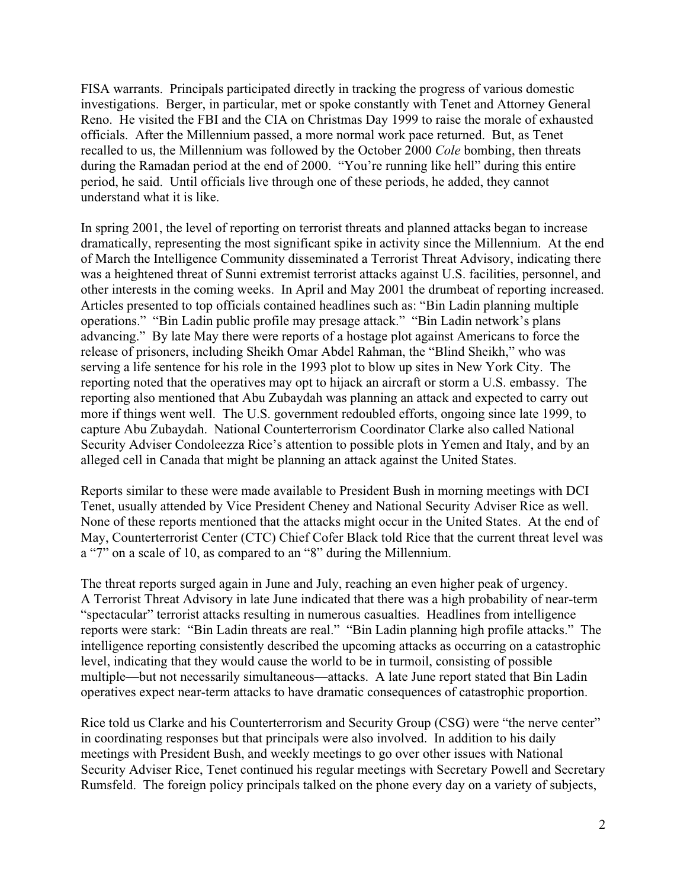FISA warrants. Principals participated directly in tracking the progress of various domestic investigations. Berger, in particular, met or spoke constantly with Tenet and Attorney General Reno. He visited the FBI and the CIA on Christmas Day 1999 to raise the morale of exhausted officials. After the Millennium passed, a more normal work pace returned. But, as Tenet recalled to us, the Millennium was followed by the October 2000 *Cole* bombing, then threats during the Ramadan period at the end of 2000. "You're running like hell" during this entire period, he said. Until officials live through one of these periods, he added, they cannot understand what it is like.

In spring 2001, the level of reporting on terrorist threats and planned attacks began to increase dramatically, representing the most significant spike in activity since the Millennium. At the end of March the Intelligence Community disseminated a Terrorist Threat Advisory, indicating there was a heightened threat of Sunni extremist terrorist attacks against U.S. facilities, personnel, and other interests in the coming weeks. In April and May 2001 the drumbeat of reporting increased. Articles presented to top officials contained headlines such as: "Bin Ladin planning multiple operations." "Bin Ladin public profile may presage attack." "Bin Ladin network's plans advancing." By late May there were reports of a hostage plot against Americans to force the release of prisoners, including Sheikh Omar Abdel Rahman, the "Blind Sheikh," who was serving a life sentence for his role in the 1993 plot to blow up sites in New York City. The reporting noted that the operatives may opt to hijack an aircraft or storm a U.S. embassy. The reporting also mentioned that Abu Zubaydah was planning an attack and expected to carry out more if things went well. The U.S. government redoubled efforts, ongoing since late 1999, to capture Abu Zubaydah. National Counterterrorism Coordinator Clarke also called National Security Adviser Condoleezza Rice's attention to possible plots in Yemen and Italy, and by an alleged cell in Canada that might be planning an attack against the United States.

Reports similar to these were made available to President Bush in morning meetings with DCI Tenet, usually attended by Vice President Cheney and National Security Adviser Rice as well. None of these reports mentioned that the attacks might occur in the United States. At the end of May, Counterterrorist Center (CTC) Chief Cofer Black told Rice that the current threat level was a "7" on a scale of 10, as compared to an "8" during the Millennium.

The threat reports surged again in June and July, reaching an even higher peak of urgency. A Terrorist Threat Advisory in late June indicated that there was a high probability of near-term "spectacular" terrorist attacks resulting in numerous casualties. Headlines from intelligence reports were stark: "Bin Ladin threats are real." "Bin Ladin planning high profile attacks." The intelligence reporting consistently described the upcoming attacks as occurring on a catastrophic level, indicating that they would cause the world to be in turmoil, consisting of possible multiple—but not necessarily simultaneous—attacks. A late June report stated that Bin Ladin operatives expect near-term attacks to have dramatic consequences of catastrophic proportion.

Rice told us Clarke and his Counterterrorism and Security Group (CSG) were "the nerve center" in coordinating responses but that principals were also involved. In addition to his daily meetings with President Bush, and weekly meetings to go over other issues with National Security Adviser Rice, Tenet continued his regular meetings with Secretary Powell and Secretary Rumsfeld. The foreign policy principals talked on the phone every day on a variety of subjects,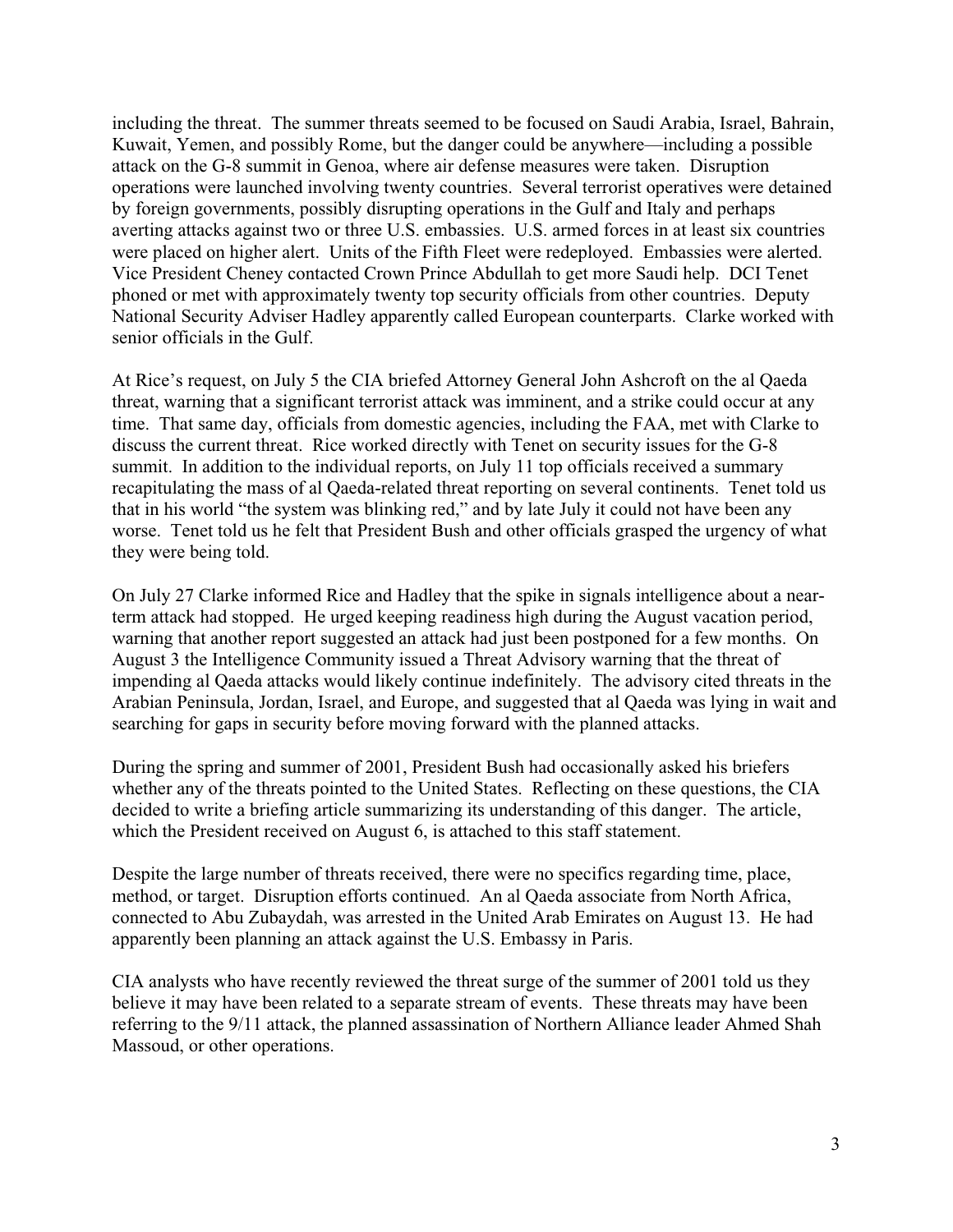including the threat. The summer threats seemed to be focused on Saudi Arabia, Israel, Bahrain, Kuwait, Yemen, and possibly Rome, but the danger could be anywhere—including a possible attack on the G-8 summit in Genoa, where air defense measures were taken. Disruption operations were launched involving twenty countries. Several terrorist operatives were detained by foreign governments, possibly disrupting operations in the Gulf and Italy and perhaps averting attacks against two or three U.S. embassies. U.S. armed forces in at least six countries were placed on higher alert. Units of the Fifth Fleet were redeployed. Embassies were alerted. Vice President Cheney contacted Crown Prince Abdullah to get more Saudi help. DCI Tenet phoned or met with approximately twenty top security officials from other countries. Deputy National Security Adviser Hadley apparently called European counterparts. Clarke worked with senior officials in the Gulf.

At Rice's request, on July 5 the CIA briefed Attorney General John Ashcroft on the al Qaeda threat, warning that a significant terrorist attack was imminent, and a strike could occur at any time. That same day, officials from domestic agencies, including the FAA, met with Clarke to discuss the current threat. Rice worked directly with Tenet on security issues for the G-8 summit. In addition to the individual reports, on July 11 top officials received a summary recapitulating the mass of al Qaeda-related threat reporting on several continents. Tenet told us that in his world "the system was blinking red," and by late July it could not have been any worse. Tenet told us he felt that President Bush and other officials grasped the urgency of what they were being told.

On July 27 Clarke informed Rice and Hadley that the spike in signals intelligence about a near-term attack had stopped. He urged keeping readiness high during the August vacation period, warning that another report suggested an attack had just been postponed for a few months. On August 3 the Intelligence Community issued a Threat Advisory warning that the threat of impending al Qaeda attacks would likely continue indefinitely. The advisory cited threats in the Arabian Peninsula, Jordan, Israel, and Europe, and suggested that al Qaeda was lying in wait and searching for gaps in security before moving forward with the planned attacks.

During the spring and summer of 2001, President Bush had occasionally asked his briefers whether any of the threats pointed to the United States. Reflecting on these questions, the CIA decided to write a briefing article summarizing its understanding of this danger. The article, which the President received on August 6, is attached to this staff statement.

Despite the large number of threats received, there were no specifics regarding time, place, method, or target. Disruption efforts continued. An al Qaeda associate from North Africa, connected to Abu Zubaydah, was arrested in the United Arab Emirates on August 13. He had apparently been planning an attack against the U.S. Embassy in Paris.

CIA analysts who have recently reviewed the threat surge of the summer of 2001 told us they believe it may have been related to a separate stream of events. These threats may have been referring to the 9/11 attack, the planned assassination of Northern Alliance leader Ahmed Shah Massoud, or other operations.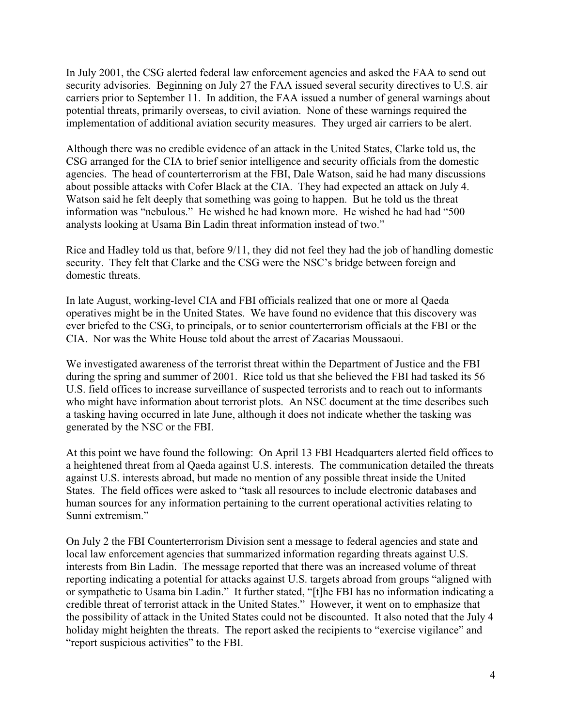In July 2001, the CSG alerted federal law enforcement agencies and asked the FAA to send out security advisories. Beginning on July 27 the FAA issued several security directives to U.S. air carriers prior to September 11. In addition, the FAA issued a number of general warnings about potential threats, primarily overseas, to civil aviation. None of these warnings required the implementation of additional aviation security measures. They urged air carriers to be alert.

Although there was no credible evidence of an attack in the United States, Clarke told us, the CSG arranged for the CIA to brief senior intelligence and security officials from the domestic agencies. The head of counterterrorism at the FBI, Dale Watson, said he had many discussions about possible attacks with Cofer Black at the CIA. They had expected an attack on July 4. Watson said he felt deeply that something was going to happen. But he told us the threat information was "nebulous." He wished he had known more. He wished he had had "500 analysts looking at Usama Bin Ladin threat information instead of two."

Rice and Hadley told us that, before 9/11, they did not feel they had the job of handling domestic security. They felt that Clarke and the CSG were the NSC's bridge between foreign and domestic threats.

In late August, working-level CIA and FBI officials realized that one or more al Qaeda operatives might be in the United States. We have found no evidence that this discovery was ever briefed to the CSG, to principals, or to senior counterterrorism officials at the FBI or the CIA. Nor was the White House told about the arrest of Zacarias Moussaoui.

We investigated awareness of the terrorist threat within the Department of Justice and the FBI during the spring and summer of 2001. Rice told us that she believed the FBI had tasked its 56 U.S. field offices to increase surveillance of suspected terrorists and to reach out to informants who might have information about terrorist plots. An NSC document at the time describes such a tasking having occurred in late June, although it does not indicate whether the tasking was generated by the NSC or the FBI.

At this point we have found the following: On April 13 FBI Headquarters alerted field offices to a heightened threat from al Qaeda against U.S. interests. The communication detailed the threats against U.S. interests abroad, but made no mention of any possible threat inside the United States. The field offices were asked to "task all resources to include electronic databases and human sources for any information pertaining to the current operational activities relating to Sunni extremism."

On July 2 the FBI Counterterrorism Division sent a message to federal agencies and state and local law enforcement agencies that summarized information regarding threats against U.S. interests from Bin Ladin. The message reported that there was an increased volume of threat reporting indicating a potential for attacks against U.S. targets abroad from groups "aligned with or sympathetic to Usama bin Ladin." It further stated, "[t]he FBI has no information indicating a credible threat of terrorist attack in the United States." However, it went on to emphasize that the possibility of attack in the United States could not be discounted. It also noted that the July 4 holiday might heighten the threats. The report asked the recipients to "exercise vigilance" and "report suspicious activities" to the FBI.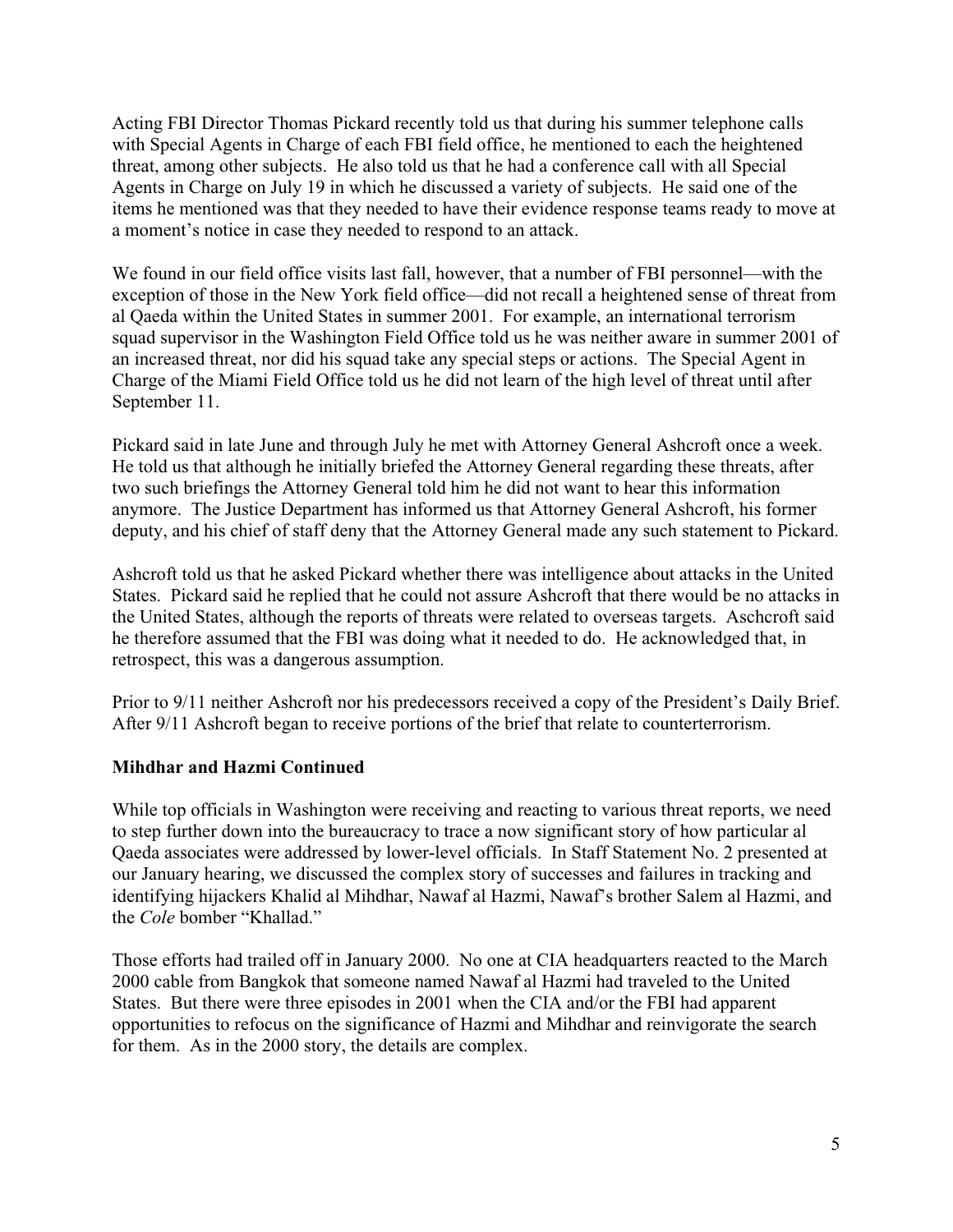Acting FBI Director Thomas Pickard recently told us that during his summer telephone calls with Special Agents in Charge of each FBI field office, he mentioned to each the heightened threat, among other subjects. He also told us that he had a conference call with all Special Agents in Charge on July 19 in which he discussed a variety of subjects. He said one of the items he mentioned was that they needed to have their evidence response teams ready to move at a moment's notice in case they needed to respond to an attack.

We found in our field office visits last fall, however, that a number of FBI personnel—with the exception of those in the New York field office—did not recall a heightened sense of threat from al Qaeda within the United States in summer 2001. For example, an international terrorism squad supervisor in the Washington Field Office told us he was neither aware in summer 2001 of an increased threat, nor did his squad take any special steps or actions. The Special Agent in Charge of the Miami Field Office told us he did not learn of the high level of threat until after September 11.

Pickard said in late June and through July he met with Attorney General Ashcroft once a week. He told us that although he initially briefed the Attorney General regarding these threats, after two such briefings the Attorney General told him he did not want to hear this information anymore. The Justice Department has informed us that Attorney General Ashcroft, his former deputy, and his chief of staff deny that the Attorney General made any such statement to Pickard.

Ashcroft told us that he asked Pickard whether there was intelligence about attacks in the United States. Pickard said he replied that he could not assure Ashcroft that there would be no attacks in the United States, although the reports of threats were related to overseas targets. Aschcroft said he therefore assumed that the FBI was doing what it needed to do. He acknowledged that, in retrospect, this was a dangerous assumption.

Prior to 9/11 neither Ashcroft nor his predecessors received a copy of the President's Daily Brief. After 9/11 Ashcroft began to receive portions of the brief that relate to counterterrorism.

**Mihdhar and Hazmi Continued**

While top officials in Washington were receiving and reacting to various threat reports, we need to step further down into the bureaucracy to trace a now significant story of how particular al Qaeda associates were addressed by lower-level officials. In Staff Statement No. 2 presented at our January hearing, we discussed the complex story of successes and failures in tracking and identifying hijackers Khalid al Mihdhar, Nawaf al Hazmi, Nawaf's brother Salem al Hazmi, and the *Cole* bomber "Khallad."

Those efforts had trailed off in January 2000. No one at CIA headquarters reacted to the March 2000 cable from Bangkok that someone named Nawaf al Hazmi had traveled to the United States. But there were three episodes in 2001 when the CIA and/or the FBI had apparent opportunities to refocus on the significance of Hazmi and Mihdhar and reinvigorate the search for them. As in the 2000 story, the details are complex.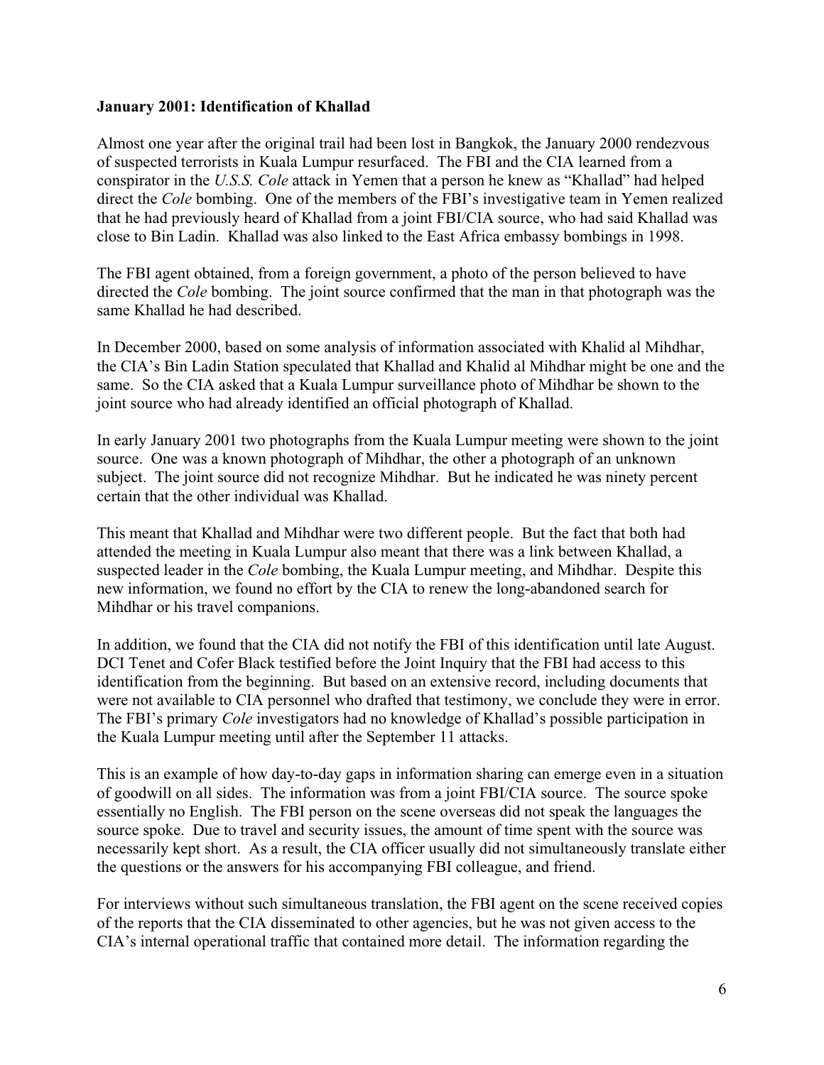**January 2001: Identification of Khallad**

Almost one year after the original trail had been lost in Bangkok, the January 2000 rendezvous of suspected terrorists in Kuala Lumpur resurfaced. The FBI and the CIA learned from a conspirator in the *U.S.S. Cole* attack in Yemen that a person he knew as "Khallad" had helped direct the *Cole* bombing. One of the members of the FBI's investigative team in Yemen realized that he had previously heard of Khallad from a joint FBI/CIA source, who had said Khallad was close to Bin Ladin. Khallad was also linked to the East Africa embassy bombings in 1998.

The FBI agent obtained, from a foreign government, a photo of the person believed to have directed the *Cole* bombing. The joint source confirmed that the man in that photograph was the same Khallad he had described.

In December 2000, based on some analysis of information associated with Khalid al Mihdhar, the CIA's Bin Ladin Station speculated that Khallad and Khalid al Mihdhar might be one and the same. So the CIA asked that a Kuala Lumpur surveillance photo of Mihdhar be shown to the joint source who had already identified an official photograph of Khallad.

In early January 2001 two photographs from the Kuala Lumpur meeting were shown to the joint source. One was a known photograph of Mihdhar, the other a photograph of an unknown subject. The joint source did not recognize Mihdhar. But he indicated he was ninety percent certain that the other individual was Khallad.

This meant that Khallad and Mihdhar were two different people. But the fact that both had attended the meeting in Kuala Lumpur also meant that there was a link between Khallad, a suspected leader in the *Cole* bombing, the Kuala Lumpur meeting, and Mihdhar. Despite this new information, we found no effort by the CIA to renew the long-abandoned search for Mihdhar or his travel companions.

In addition, we found that the CIA did not notify the FBI of this identification until late August. DCI Tenet and Cofer Black testified before the Joint Inquiry that the FBI had access to this identification from the beginning. But based on an extensive record, including documents that were not available to CIA personnel who drafted that testimony, we conclude they were in error. The FBI's primary *Cole* investigators had no knowledge of Khallad's possible participation in the Kuala Lumpur meeting until after the September 11 attacks.

This is an example of how day-to-day gaps in information sharing can emerge even in a situation of goodwill on all sides. The information was from a joint FBI/CIA source. The source spoke essentially no English. The FBI person on the scene overseas did not speak the languages the source spoke. Due to travel and security issues, the amount of time spent with the source was necessarily kept short. As a result, the CIA officer usually did not simultaneously translate either the questions or the answers for his accompanying FBI colleague, and friend.

For interviews without such simultaneous translation, the FBI agent on the scene received copies of the reports that the CIA disseminated to other agencies, but he was not given access to the CIA's internal operational traffic that contained more detail. The information regarding the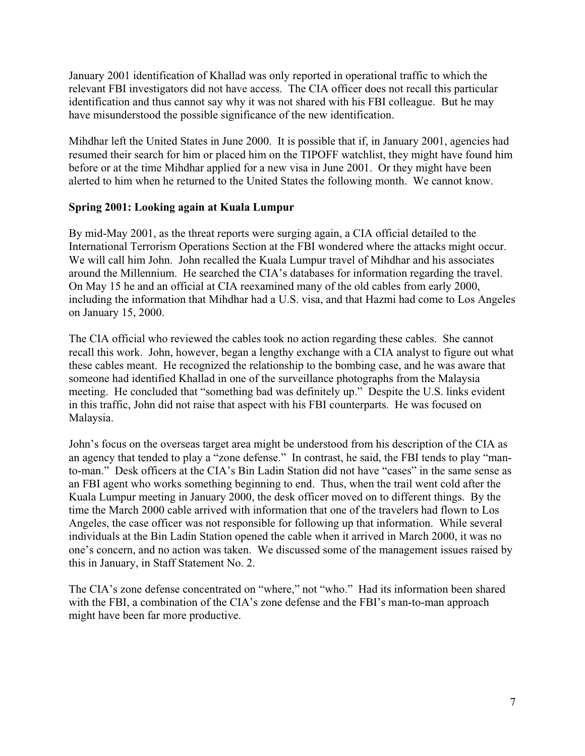January 2001 identification of Khallad was only reported in operational traffic to which the relevant FBI investigators did not have access. The CIA officer does not recall this particular identification and thus cannot say why it was not shared with his FBI colleague. But he may have misunderstood the possible significance of the new identification.

Mihdhar left the United States in June 2000. It is possible that if, in January 2001, agencies had resumed their search for him or placed him on the TIPOFF watchlist, they might have found him before or at the time Mihdhar applied for a new visa in June 2001. Or they might have been alerted to him when he returned to the United States the following month. We cannot know.

**Spring 2001: Looking again at Kuala Lumpur**

By mid-May 2001, as the threat reports were surging again, a CIA official detailed to the International Terrorism Operations Section at the FBI wondered where the attacks might occur. We will call him John. John recalled the Kuala Lumpur travel of Mihdhar and his associates around the Millennium. He searched the CIA's databases for information regarding the travel. On May 15 he and an official at CIA reexamined many of the old cables from early 2000, including the information that Mihdhar had a U.S. visa, and that Hazmi had come to Los Angeles on January 15, 2000.

The CIA official who reviewed the cables took no action regarding these cables. She cannot recall this work. John, however, began a lengthy exchange with a CIA analyst to figure out what these cables meant. He recognized the relationship to the bombing case, and he was aware that someone had identified Khallad in one of the surveillance photographs from the Malaysia meeting. He concluded that "something bad was definitely up." Despite the U.S. links evident in this traffic, John did not raise that aspect with his FBI counterparts. He was focused on Malaysia.

John's focus on the overseas target area might be understood from his description of the CIA as an agency that tended to play a "zone defense." In contrast, he said, the FBI tends to play "man-to-man." Desk officers at the CIA's Bin Ladin Station did not have "cases" in the same sense as an FBI agent who works something beginning to end. Thus, when the trail went cold after the Kuala Lumpur meeting in January 2000, the desk officer moved on to different things. By the time the March 2000 cable arrived with information that one of the travelers had flown to Los Angeles, the case officer was not responsible for following up that information. While several individuals at the Bin Ladin Station opened the cable when it arrived in March 2000, it was no one's concern, and no action was taken. We discussed some of the management issues raised by this in January, in Staff Statement No. 2.

The CIA's zone defense concentrated on "where," not "who." Had its information been shared with the FBI, a combination of the CIA's zone defense and the FBI's man-to-man approach might have been far more productive.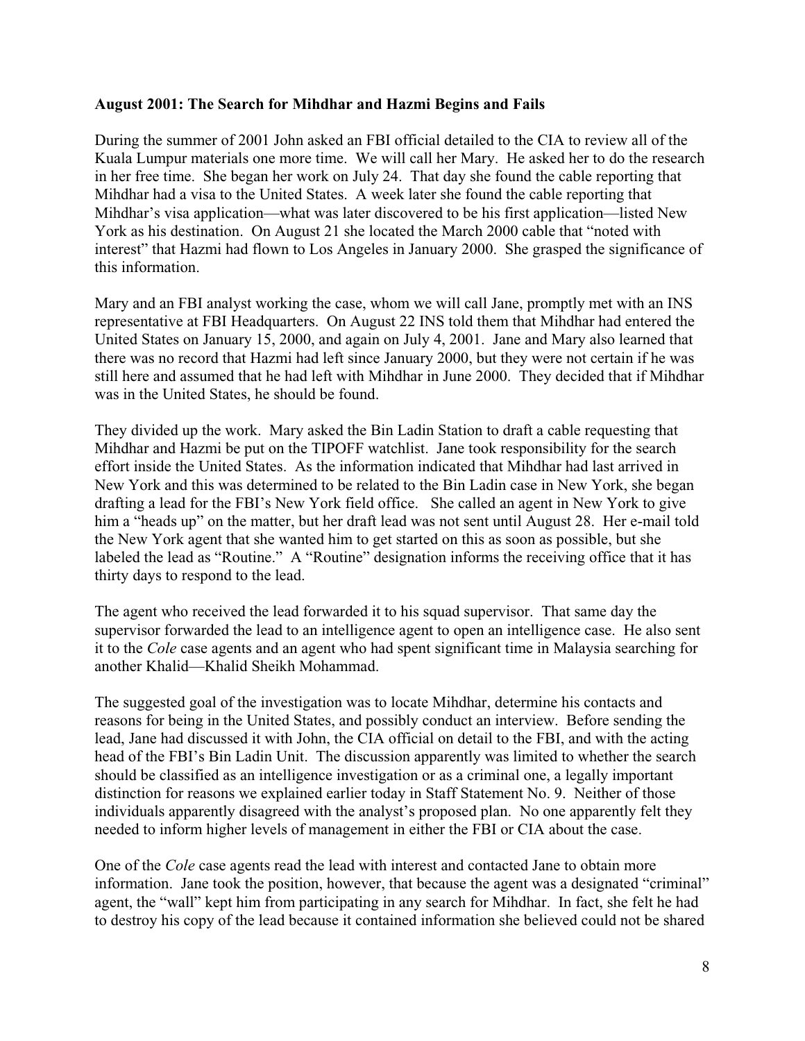**August 2001: The Search for Mihdhar and Hazmi Begins and Fails**

During the summer of 2001 John asked an FBI official detailed to the CIA to review all of the Kuala Lumpur materials one more time. We will call her Mary. He asked her to do the research in her free time. She began her work on July 24. That day she found the cable reporting that Mihdhar had a visa to the United States. A week later she found the cable reporting that Mihdhar's visa application—what was later discovered to be his first application—listed New York as his destination. On August 21 she located the March 2000 cable that "noted with interest" that Hazmi had flown to Los Angeles in January 2000. She grasped the significance of this information.

Mary and an FBI analyst working the case, whom we will call Jane, promptly met with an INS representative at FBI Headquarters. On August 22 INS told them that Mihdhar had entered the United States on January 15, 2000, and again on July 4, 2001. Jane and Mary also learned that there was no record that Hazmi had left since January 2000, but they were not certain if he was still here and assumed that he had left with Mihdhar in June 2000. They decided that if Mihdhar was in the United States, he should be found.

They divided up the work. Mary asked the Bin Ladin Station to draft a cable requesting that Mihdhar and Hazmi be put on the TIPOFF watchlist. Jane took responsibility for the search effort inside the United States. As the information indicated that Mihdhar had last arrived in New York and this was determined to be related to the Bin Ladin case in New York, she began drafting a lead for the FBI's New York field office. She called an agent in New York to give him a "heads up" on the matter, but her draft lead was not sent until August 28. Her e-mail told the New York agent that she wanted him to get started on this as soon as possible, but she labeled the lead as "Routine." A "Routine" designation informs the receiving office that it has thirty days to respond to the lead.

The agent who received the lead forwarded it to his squad supervisor. That same day the supervisor forwarded the lead to an intelligence agent to open an intelligence case. He also sent it to the *Cole* case agents and an agent who had spent significant time in Malaysia searching for another Khalid—Khalid Sheikh Mohammad.

The suggested goal of the investigation was to locate Mihdhar, determine his contacts and reasons for being in the United States, and possibly conduct an interview. Before sending the lead, Jane had discussed it with John, the CIA official on detail to the FBI, and with the acting head of the FBI's Bin Ladin Unit. The discussion apparently was limited to whether the search should be classified as an intelligence investigation or as a criminal one, a legally important distinction for reasons we explained earlier today in Staff Statement No. 9. Neither of those individuals apparently disagreed with the analyst's proposed plan. No one apparently felt they needed to inform higher levels of management in either the FBI or CIA about the case.

One of the *Cole* case agents read the lead with interest and contacted Jane to obtain more information. Jane took the position, however, that because the agent was a designated "criminal" agent, the "wall" kept him from participating in any search for Mihdhar. In fact, she felt he had to destroy his copy of the lead because it contained information she believed could not be shared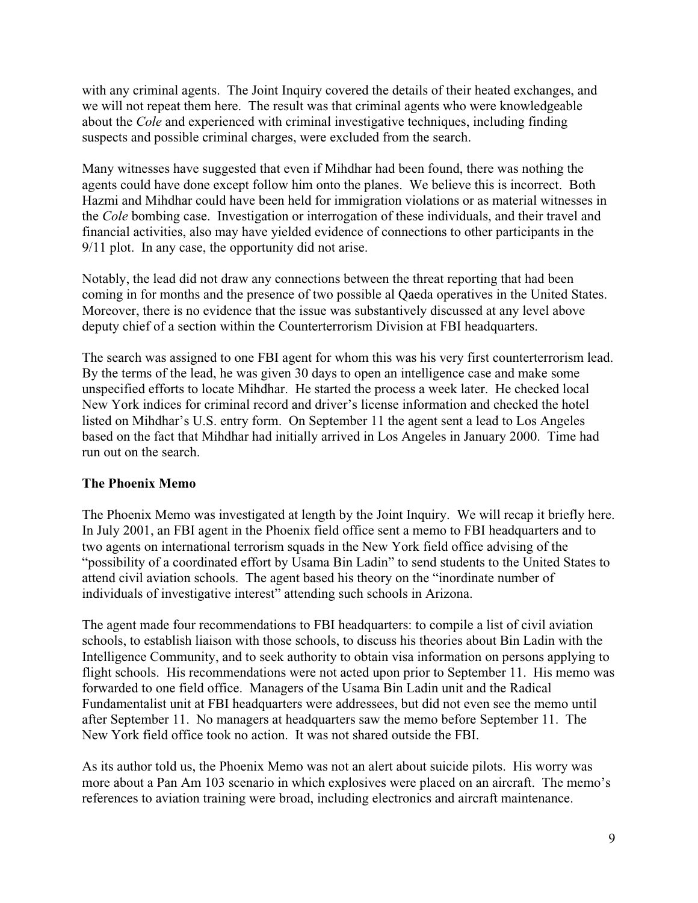with any criminal agents. The Joint Inquiry covered the details of their heated exchanges, and we will not repeat them here. The result was that criminal agents who were knowledgeable about the *Cole* and experienced with criminal investigative techniques, including finding suspects and possible criminal charges, were excluded from the search.

Many witnesses have suggested that even if Mihdhar had been found, there was nothing the agents could have done except follow him onto the planes. We believe this is incorrect. Both Hazmi and Mihdhar could have been held for immigration violations or as material witnesses in the *Cole* bombing case. Investigation or interrogation of these individuals, and their travel and financial activities, also may have yielded evidence of connections to other participants in the 9/11 plot. In any case, the opportunity did not arise.

Notably, the lead did not draw any connections between the threat reporting that had been coming in for months and the presence of two possible al Qaeda operatives in the United States. Moreover, there is no evidence that the issue was substantively discussed at any level above deputy chief of a section within the Counterterrorism Division at FBI headquarters.

The search was assigned to one FBI agent for whom this was his very first counterterrorism lead. By the terms of the lead, he was given 30 days to open an intelligence case and make some unspecified efforts to locate Mihdhar. He started the process a week later. He checked local New York indices for criminal record and driver's license information and checked the hotel listed on Mihdhar's U.S. entry form. On September 11 the agent sent a lead to Los Angeles based on the fact that Mihdhar had initially arrived in Los Angeles in January 2000. Time had run out on the search.

**The Phoenix Memo**

The Phoenix Memo was investigated at length by the Joint Inquiry. We will recap it briefly here. In July 2001, an FBI agent in the Phoenix field office sent a memo to FBI headquarters and to two agents on international terrorism squads in the New York field office advising of the "possibility of a coordinated effort by Usama Bin Ladin" to send students to the United States to attend civil aviation schools. The agent based his theory on the "inordinate number of individuals of investigative interest" attending such schools in Arizona.

The agent made four recommendations to FBI headquarters: to compile a list of civil aviation schools, to establish liaison with those schools, to discuss his theories about Bin Ladin with the Intelligence Community, and to seek authority to obtain visa information on persons applying to flight schools. His recommendations were not acted upon prior to September 11. His memo was forwarded to one field office. Managers of the Usama Bin Ladin unit and the Radical Fundamentalist unit at FBI headquarters were addressees, but did not even see the memo until after September 11. No managers at headquarters saw the memo before September 11. The New York field office took no action. It was not shared outside the FBI.

As its author told us, the Phoenix Memo was not an alert about suicide pilots. His worry was more about a Pan Am 103 scenario in which explosives were placed on an aircraft. The memo's references to aviation training were broad, including electronics and aircraft maintenance.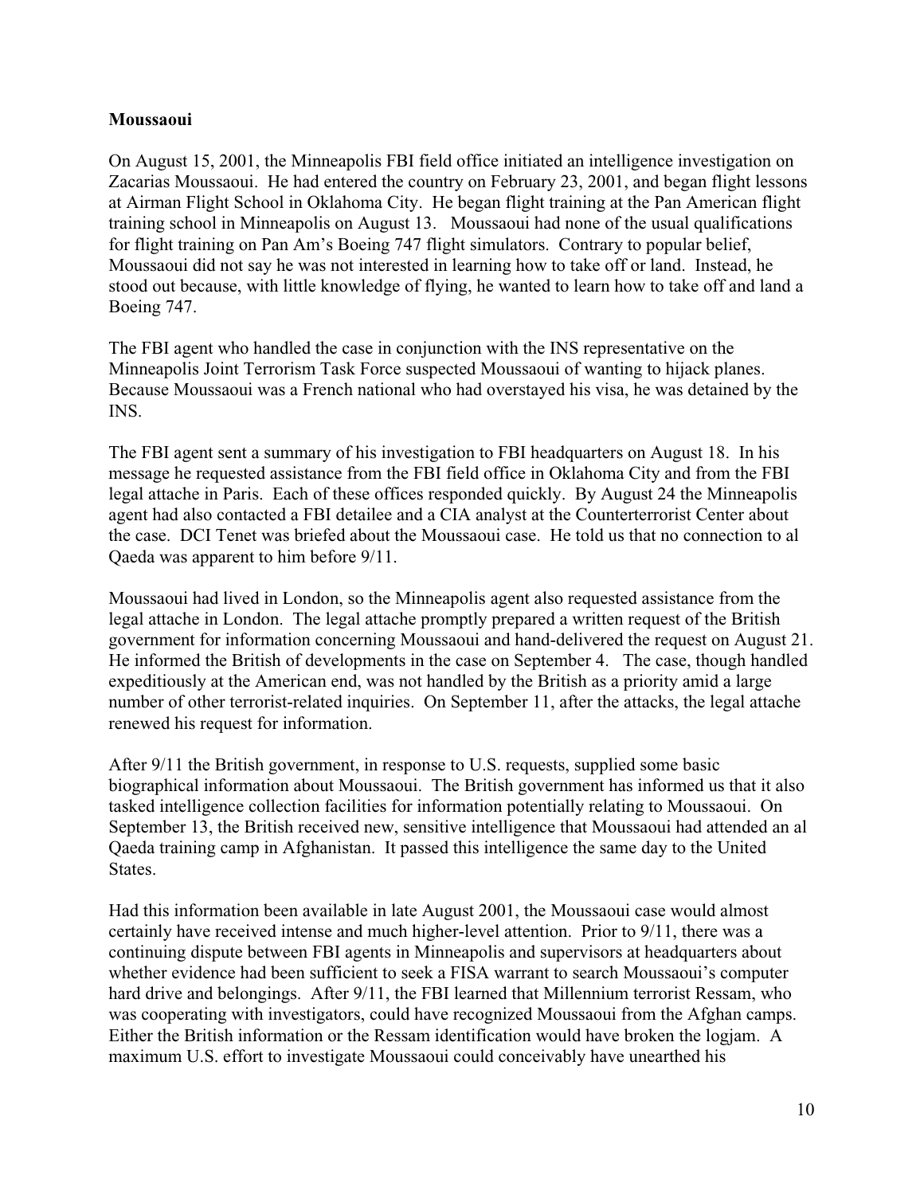**Moussaoui**

On August 15, 2001, the Minneapolis FBI field office initiated an intelligence investigation on Zacarias Moussaoui. He had entered the country on February 23, 2001, and began flight lessons at Airman Flight School in Oklahoma City. He began flight training at the Pan American flight training school in Minneapolis on August 13. Moussaoui had none of the usual qualifications for flight training on Pan Am's Boeing 747 flight simulators. Contrary to popular belief, Moussaoui did not say he was not interested in learning how to take off or land. Instead, he stood out because, with little knowledge of flying, he wanted to learn how to take off and land a Boeing 747.

The FBI agent who handled the case in conjunction with the INS representative on the Minneapolis Joint Terrorism Task Force suspected Moussaoui of wanting to hijack planes. Because Moussaoui was a French national who had overstayed his visa, he was detained by the INS.

The FBI agent sent a summary of his investigation to FBI headquarters on August 18. In his message he requested assistance from the FBI field office in Oklahoma City and from the FBI legal attache in Paris. Each of these offices responded quickly. By August 24 the Minneapolis agent had also contacted a FBI detailee and a CIA analyst at the Counterterrorist Center about the case. DCI Tenet was briefed about the Moussaoui case. He told us that no connection to al Qaeda was apparent to him before 9/11.

Moussaoui had lived in London, so the Minneapolis agent also requested assistance from the legal attache in London. The legal attache promptly prepared a written request of the British government for information concerning Moussaoui and hand-delivered the request on August 21. He informed the British of developments in the case on September 4. The case, though handled expeditiously at the American end, was not handled by the British as a priority amid a large number of other terrorist-related inquiries. On September 11, after the attacks, the legal attache renewed his request for information.

After 9/11 the British government, in response to U.S. requests, supplied some basic biographical information about Moussaoui. The British government has informed us that it also tasked intelligence collection facilities for information potentially relating to Moussaoui. On September 13, the British received new, sensitive intelligence that Moussaoui had attended an al Qaeda training camp in Afghanistan. It passed this intelligence the same day to the United States.

Had this information been available in late August 2001, the Moussaoui case would almost certainly have received intense and much higher-level attention. Prior to 9/11, there was a continuing dispute between FBI agents in Minneapolis and supervisors at headquarters about whether evidence had been sufficient to seek a FISA warrant to search Moussaoui's computer hard drive and belongings. After 9/11, the FBI learned that Millennium terrorist Ressam, who was cooperating with investigators, could have recognized Moussaoui from the Afghan camps. Either the British information or the Ressam identification would have broken the logjam. A maximum U.S. effort to investigate Moussaoui could conceivably have unearthed his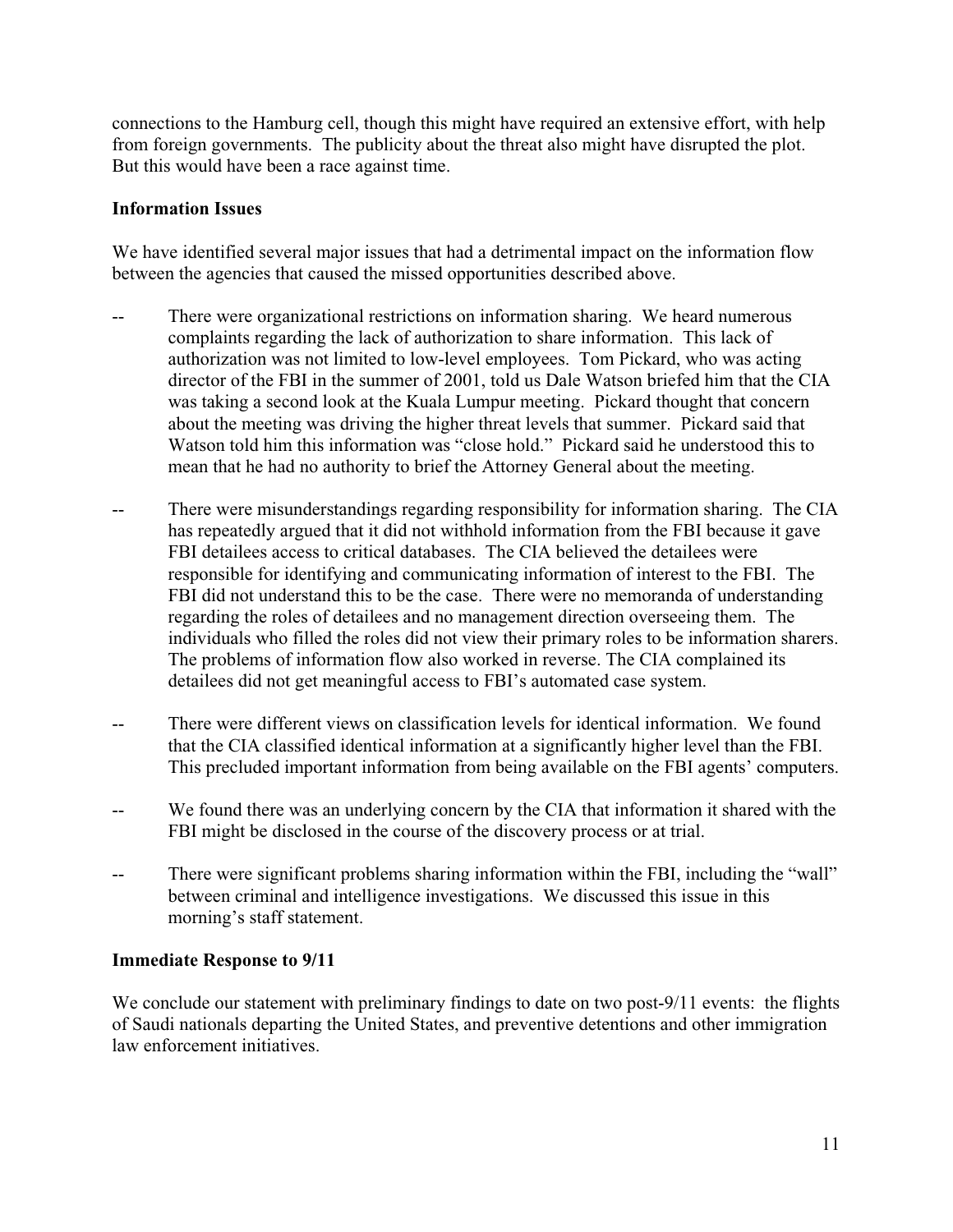connections to the Hamburg cell, though this might have required an extensive effort, with help from foreign governments. The publicity about the threat also might have disrupted the plot. But this would have been a race against time.

**Information Issues**

We have identified several major issues that had a detrimental impact on the information flow between the agencies that caused the missed opportunities described above.

-- There were organizational restrictions on information sharing. We heard numerous complaints regarding the lack of authorization to share information. This lack of authorization was not limited to low-level employees. Tom Pickard, who was acting director of the FBI in the summer of 2001, told us Dale Watson briefed him that the CIA was taking a second look at the Kuala Lumpur meeting. Pickard thought that concern about the meeting was driving the higher threat levels that summer. Pickard said that Watson told him this information was "close hold." Pickard said he understood this to mean that he had no authority to brief the Attorney General about the meeting.

-- There were misunderstandings regarding responsibility for information sharing. The CIA has repeatedly argued that it did not withhold information from the FBI because it gave FBI detailees access to critical databases. The CIA believed the detailees were responsible for identifying and communicating information of interest to the FBI. The FBI did not understand this to be the case. There were no memoranda of understanding regarding the roles of detailees and no management direction overseeing them. The individuals who filled the roles did not view their primary roles to be information sharers. The problems of information flow also worked in reverse. The CIA complained its detailees did not get meaningful access to FBI's automated case system.

-- There were different views on classification levels for identical information. We found that the CIA classified identical information at a significantly higher level than the FBI. This precluded important information from being available on the FBI agents' computers.

-- We found there was an underlying concern by the CIA that information it shared with the FBI might be disclosed in the course of the discovery process or at trial.

-- There were significant problems sharing information within the FBI, including the "wall" between criminal and intelligence investigations. We discussed this issue in this morning's staff statement.

**Immediate Response to 9/11**

We conclude our statement with preliminary findings to date on two post-9/11 events: the flights of Saudi nationals departing the United States, and preventive detentions and other immigration law enforcement initiatives.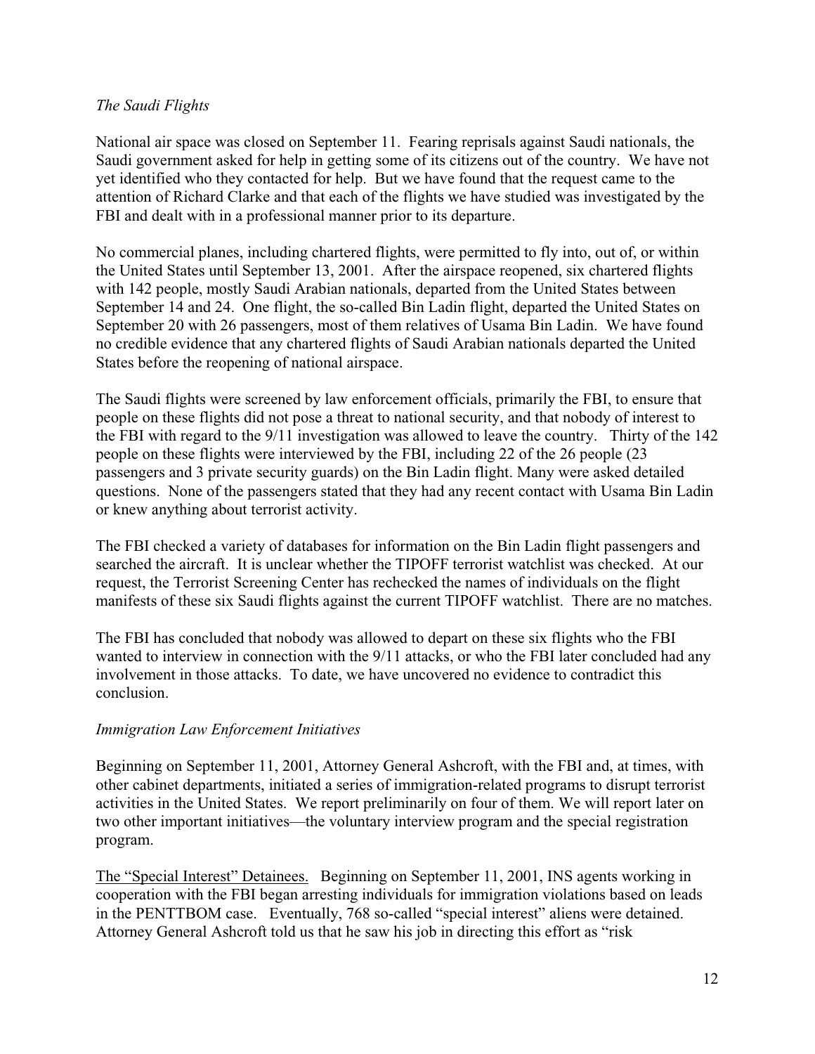*The Saudi Flights*

National air space was closed on September 11. Fearing reprisals against Saudi nationals, the Saudi government asked for help in getting some of its citizens out of the country. We have not yet identified who they contacted for help. But we have found that the request came to the attention of Richard Clarke and that each of the flights we have studied was investigated by the FBI and dealt with in a professional manner prior to its departure.

No commercial planes, including chartered flights, were permitted to fly into, out of, or within the United States until September 13, 2001. After the airspace reopened, six chartered flights with 142 people, mostly Saudi Arabian nationals, departed from the United States between September 14 and 24. One flight, the so-called Bin Ladin flight, departed the United States on September 20 with 26 passengers, most of them relatives of Usama Bin Ladin. We have found no credible evidence that any chartered flights of Saudi Arabian nationals departed the United States before the reopening of national airspace.

The Saudi flights were screened by law enforcement officials, primarily the FBI, to ensure that people on these flights did not pose a threat to national security, and that nobody of interest to the FBI with regard to the 9/11 investigation was allowed to leave the country. Thirty of the 142 people on these flights were interviewed by the FBI, including 22 of the 26 people (23 passengers and 3 private security guards) on the Bin Ladin flight. Many were asked detailed questions. None of the passengers stated that they had any recent contact with Usama Bin Ladin or knew anything about terrorist activity.

The FBI checked a variety of databases for information on the Bin Ladin flight passengers and searched the aircraft. It is unclear whether the TIPOFF terrorist watchlist was checked. At our request, the Terrorist Screening Center has rechecked the names of individuals on the flight manifests of these six Saudi flights against the current TIPOFF watchlist. There are no matches.

The FBI has concluded that nobody was allowed to depart on these six flights who the FBI wanted to interview in connection with the 9/11 attacks, or who the FBI later concluded had any involvement in those attacks. To date, we have uncovered no evidence to contradict this conclusion.

*Immigration Law Enforcement Initiatives*

Beginning on September 11, 2001, Attorney General Ashcroft, with the FBI and, at times, with other cabinet departments, initiated a series of immigration-related programs to disrupt terrorist activities in the United States. We report preliminarily on four of them. We will report later on two other important initiatives—the voluntary interview program and the special registration program.

<u>The "Special Interest" Detainees.</u> Beginning on September 11, 2001, INS agents working in cooperation with the FBI began arresting individuals for immigration violations based on leads in the PENTTBOM case. Eventually, 768 so-called "special interest" aliens were detained. Attorney General Ashcroft told us that he saw his job in directing this effort as "risk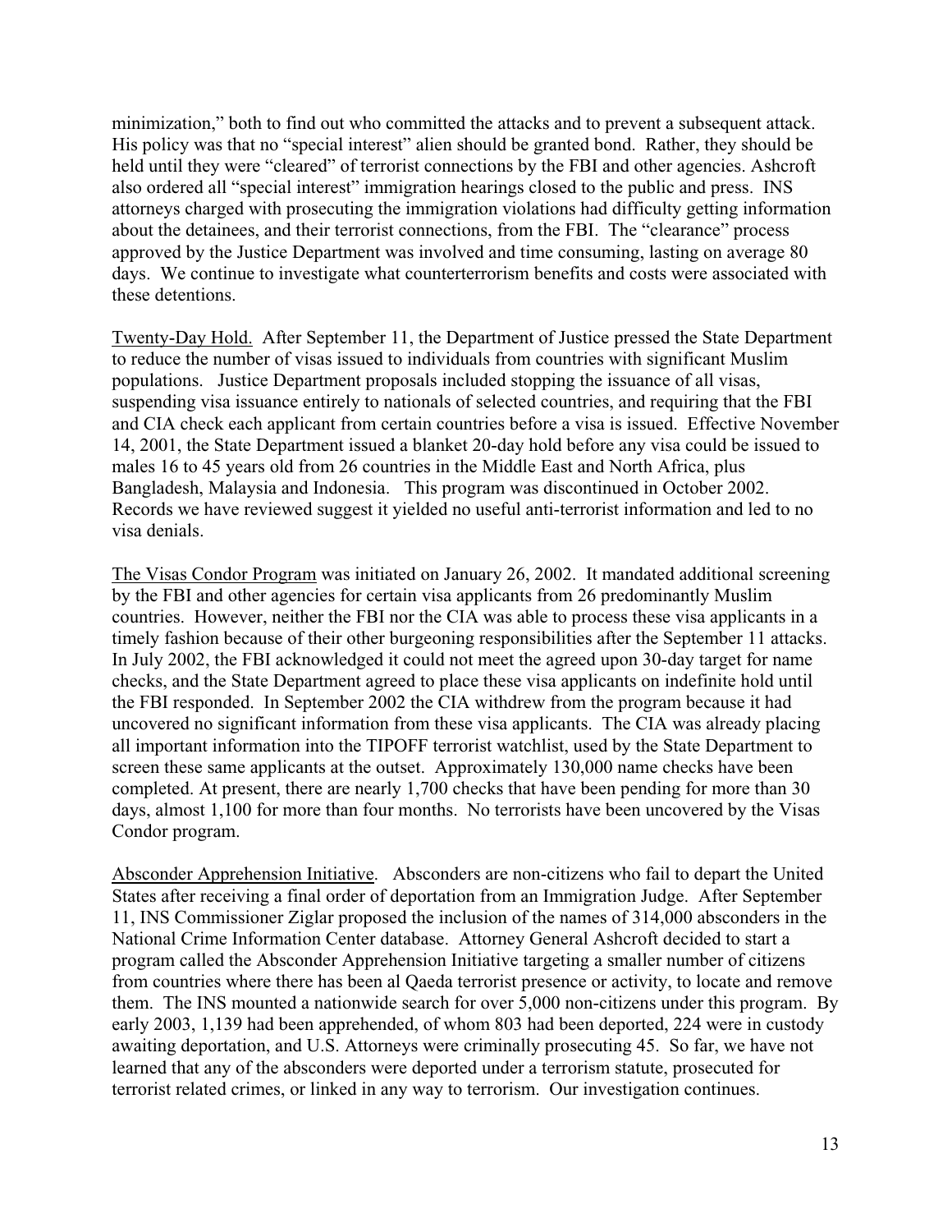minimization," both to find out who committed the attacks and to prevent a subsequent attack. His policy was that no "special interest" alien should be granted bond. Rather, they should be held until they were "cleared" of terrorist connections by the FBI and other agencies. Ashcroft also ordered all "special interest" immigration hearings closed to the public and press. INS attorneys charged with prosecuting the immigration violations had difficulty getting information about the detainees, and their terrorist connections, from the FBI. The "clearance" process approved by the Justice Department was involved and time consuming, lasting on average 80 days. We continue to investigate what counterterrorism benefits and costs were associated with these detentions.

<u>Twenty-Day Hold.</u> After September 11, the Department of Justice pressed the State Department to reduce the number of visas issued to individuals from countries with significant Muslim populations. Justice Department proposals included stopping the issuance of all visas, suspending visa issuance entirely to nationals of selected countries, and requiring that the FBI and CIA check each applicant from certain countries before a visa is issued. Effective November 14, 2001, the State Department issued a blanket 20-day hold before any visa could be issued to males 16 to 45 years old from 26 countries in the Middle East and North Africa, plus Bangladesh, Malaysia and Indonesia. This program was discontinued in October 2002. Records we have reviewed suggest it yielded no useful anti-terrorist information and led to no visa denials.

<u>The Visas Condor Program</u> was initiated on January 26, 2002. It mandated additional screening by the FBI and other agencies for certain visa applicants from 26 predominantly Muslim countries. However, neither the FBI nor the CIA was able to process these visa applicants in a timely fashion because of their other burgeoning responsibilities after the September 11 attacks. In July 2002, the FBI acknowledged it could not meet the agreed upon 30-day target for name checks, and the State Department agreed to place these visa applicants on indefinite hold until the FBI responded. In September 2002 the CIA withdrew from the program because it had uncovered no significant information from these visa applicants. The CIA was already placing all important information into the TIPOFF terrorist watchlist, used by the State Department to screen these same applicants at the outset. Approximately 130,000 name checks have been completed. At present, there are nearly 1,700 checks that have been pending for more than 30 days, almost 1,100 for more than four months. No terrorists have been uncovered by the Visas Condor program.

<u>Absconder Apprehension Initiative</u>. Absconders are non-citizens who fail to depart the United States after receiving a final order of deportation from an Immigration Judge. After September 11, INS Commissioner Ziglar proposed the inclusion of the names of 314,000 absconders in the National Crime Information Center database. Attorney General Ashcroft decided to start a program called the Absconder Apprehension Initiative targeting a smaller number of citizens from countries where there has been al Qaeda terrorist presence or activity, to locate and remove them. The INS mounted a nationwide search for over 5,000 non-citizens under this program. By early 2003, 1,139 had been apprehended, of whom 803 had been deported, 224 were in custody awaiting deportation, and U.S. Attorneys were criminally prosecuting 45. So far, we have not learned that any of the absconders were deported under a terrorism statute, prosecuted for terrorist related crimes, or linked in any way to terrorism. Our investigation continues.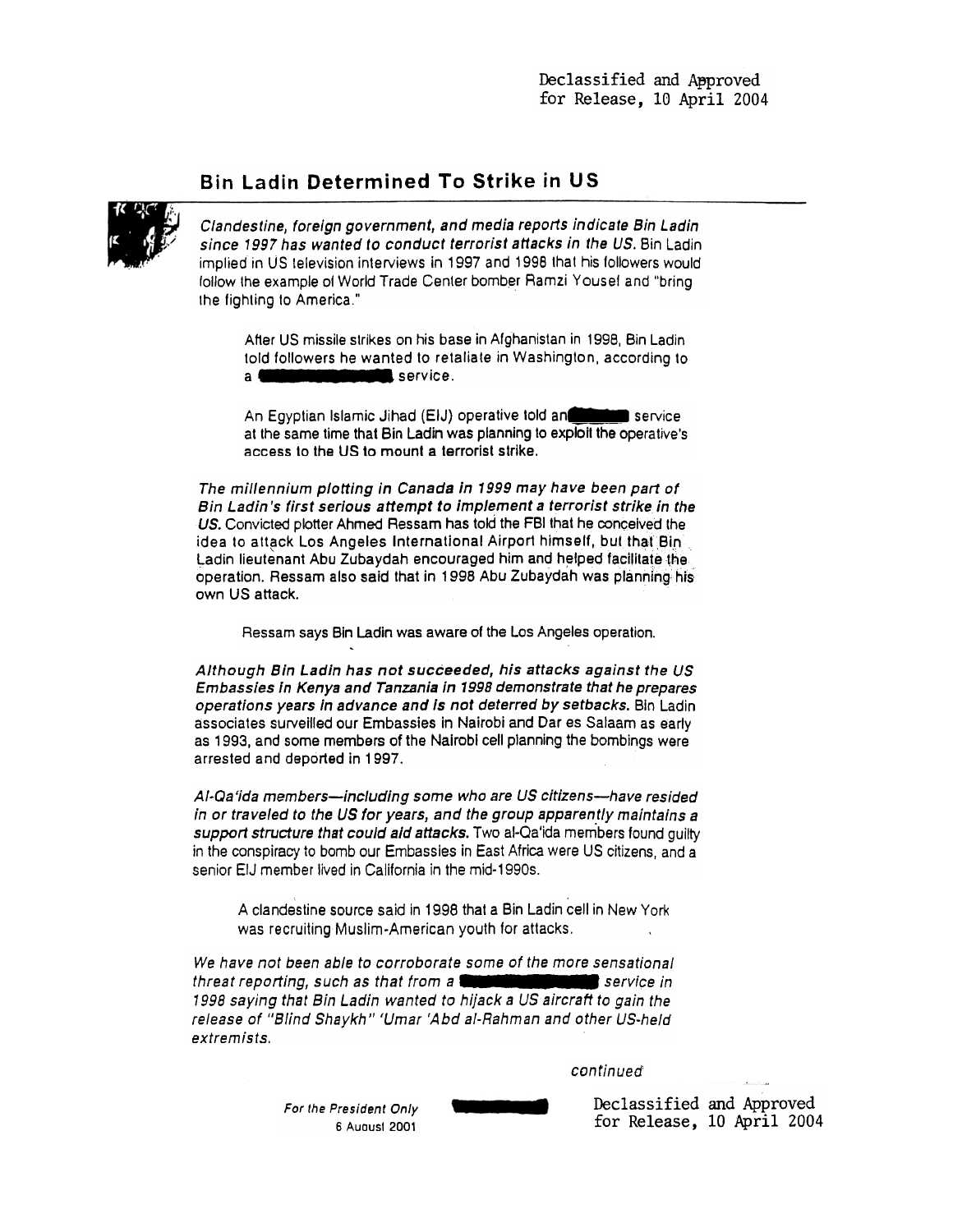Declassified and Approved for Release, 10 April 2004

## Bin Ladin Determined To Strike in US

***Clandestine, foreign government, and media reports indicate Bin Ladin since 1997 has wanted to conduct terrorist attacks in the US.*** Bin Ladin implied in US television interviews in 1997 and 1998 that his followers would follow the example of World Trade Center bomber Ramzi Yousef and "bring the fighting to America."

> After US missile strikes on his base in Afghanistan in 1998, Bin Ladin told followers he wanted to retaliate in Washington, according to a ██████████ service.
>
> An Egyptian Islamic Jihad (EIJ) operative told an ██████ service at the same time that Bin Ladin was planning to exploit the operative's access to the US to mount a terrorist strike.

***The millennium plotting in Canada in 1999 may have been part of Bin Ladin's first serious attempt to implement a terrorist strike in the US.*** Convicted plotter Ahmed Ressam has told the FBI that he conceived the idea to attack Los Angeles International Airport himself, but that Bin Ladin lieutenant Abu Zubaydah encouraged him and helped facilitate the operation. Ressam also said that in 1998 Abu Zubaydah was planning his own US attack.

> Ressam says Bin Ladin was aware of the Los Angeles operation.

***Although Bin Ladin has not succeeded, his attacks against the US Embassies in Kenya and Tanzania in 1998 demonstrate that he prepares operations years in advance and is not deterred by setbacks.*** Bin Ladin associates surveilled our Embassies in Nairobi and Dar es Salaam as early as 1993, and some members of the Nairobi cell planning the bombings were arrested and deported in 1997.

***Al-Qa'ida members—including some who are US citizens—have resided in or traveled to the US for years, and the group apparently maintains a support structure that could aid attacks.*** Two al-Qa'ida members found guilty in the conspiracy to bomb our Embassies in East Africa were US citizens, and a senior EIJ member lived in California in the mid-1990s.

> A clandestine source said in 1998 that a Bin Ladin cell in New York was recruiting Muslim-American youth for attacks.

*We have not been able to corroborate some of the more sensational threat reporting, such as that from a ██████████ service in 1998 saying that Bin Ladin wanted to hijack a US aircraft to gain the release of "Blind Shaykh" 'Umar 'Abd al-Rahman and other US-held extremists.*

*continued*

*For the President Only*
6 August 2001

Declassified and Approved for Release, 10 April 2004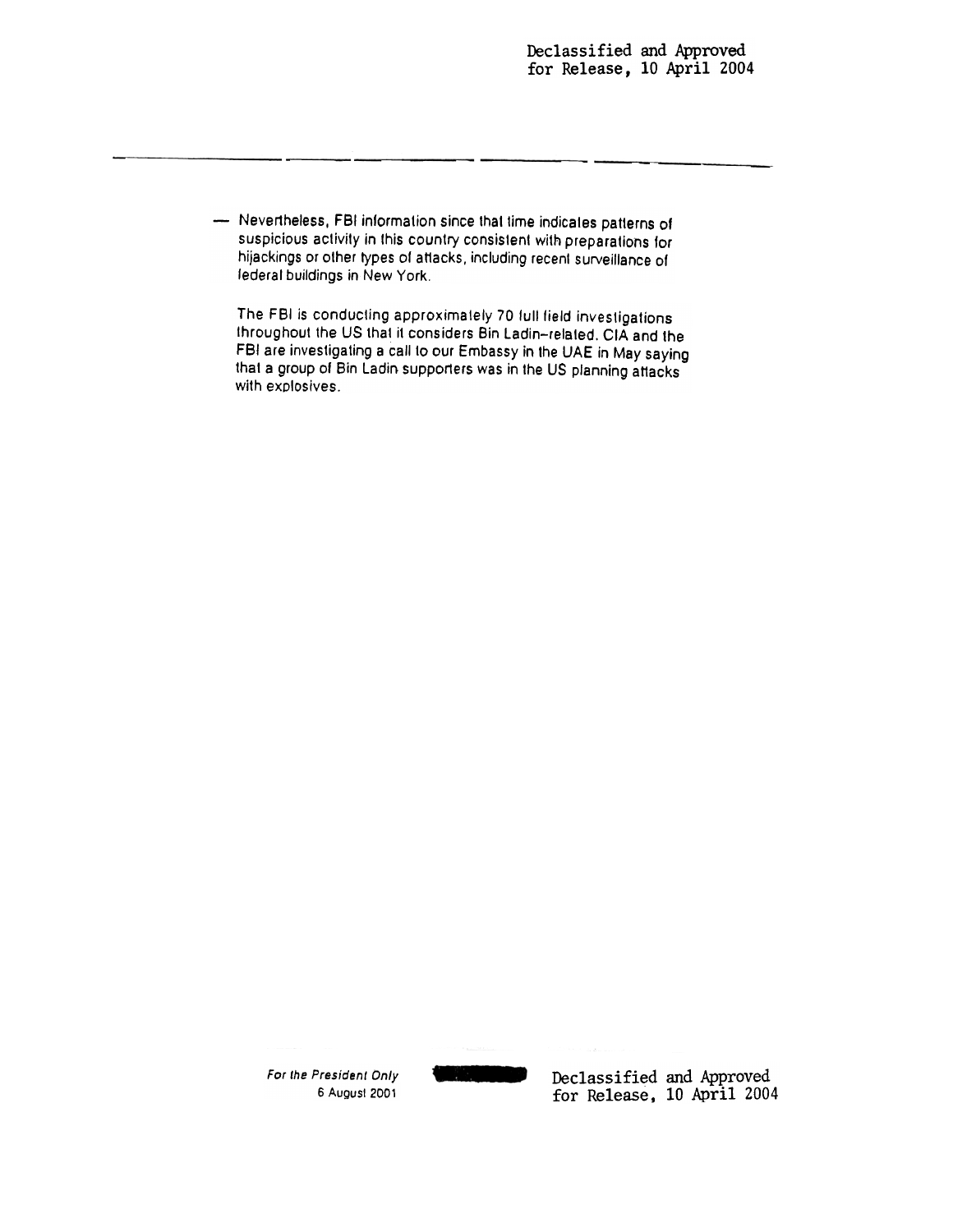— Nevertheless, FBI information since that time indicates patterns of suspicious activity in this country consistent with preparations for hijackings or other types of attacks, including recent surveillance of federal buildings in New York.

The FBI is conducting approximately 70 full field investigations throughout the US that it considers Bin Ladin-related. CIA and the FBI are investigating a call to our Embassy in the UAE in May saying that a group of Bin Ladin supporters was in the US planning attacks with explosives.

*For the President Only*
6 August 2001